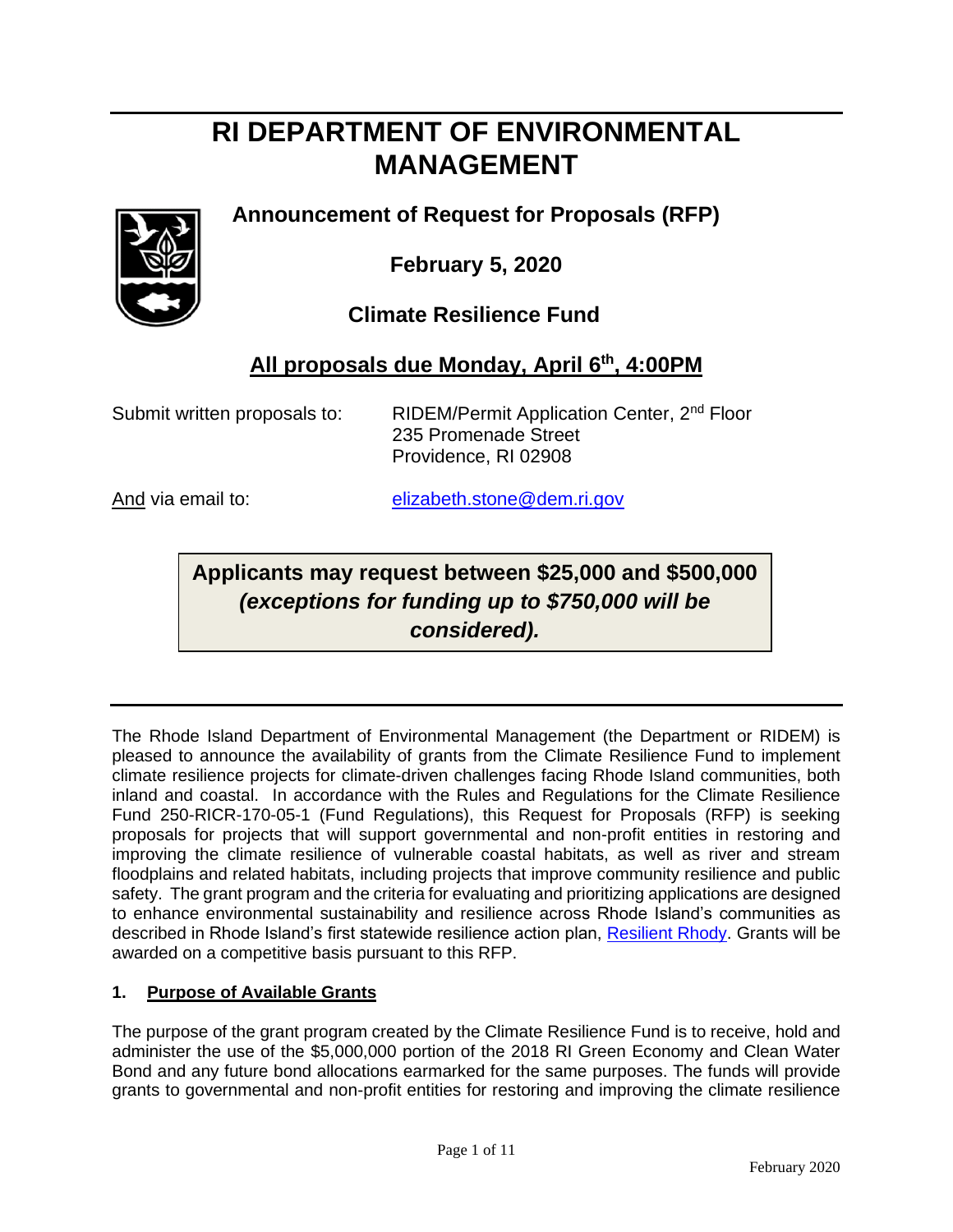# RI DEPARTMENT OF ENVIRONMENTAL MANAGEMENT

**Announcement of Request for Proposals (RFP)**

**February 5, 2020**

**Climate Resilience Fund**

**<u>All proposals due Monday, April 6th, 4:00PM</u>**

Submit written proposals to: RIDEM/Permit Application Center, 2nd Floor
235 Promenade Street
Providence, RI 02908

<u>And</u> via email to: elizabeth.stone@dem.ri.gov

**Applicants may request between $25,000 and $500,000** ***(exceptions for funding up to $750,000 will be considered).***

The Rhode Island Department of Environmental Management (the Department or RIDEM) is pleased to announce the availability of grants from the Climate Resilience Fund to implement climate resilience projects for climate-driven challenges facing Rhode Island communities, both inland and coastal. In accordance with the Rules and Regulations for the Climate Resilience Fund 250-RICR-170-05-1 (Fund Regulations), this Request for Proposals (RFP) is seeking proposals for projects that will support governmental and non-profit entities in restoring and improving the climate resilience of vulnerable coastal habitats, as well as river and stream floodplains and related habitats, including projects that improve community resilience and public safety. The grant program and the criteria for evaluating and prioritizing applications are designed to enhance environmental sustainability and resilience across Rhode Island's communities as described in Rhode Island's first statewide resilience action plan, Resilient Rhody. Grants will be awarded on a competitive basis pursuant to this RFP.

## 1. <u>Purpose of Available Grants</u>

The purpose of the grant program created by the Climate Resilience Fund is to receive, hold and administer the use of the $5,000,000 portion of the 2018 RI Green Economy and Clean Water Bond and any future bond allocations earmarked for the same purposes. The funds will provide grants to governmental and non-profit entities for restoring and improving the climate resilience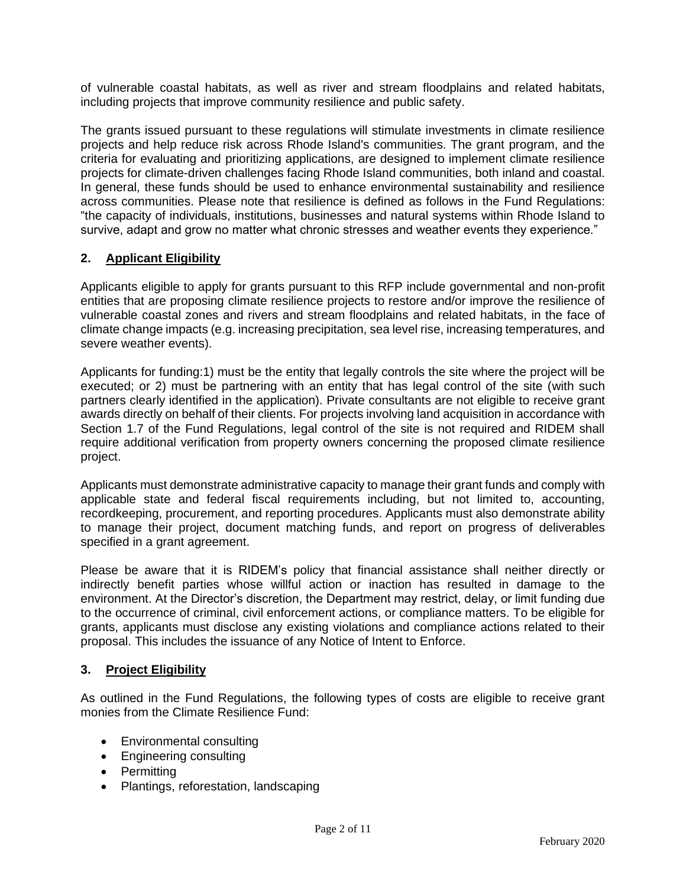of vulnerable coastal habitats, as well as river and stream floodplains and related habitats, including projects that improve community resilience and public safety.

The grants issued pursuant to these regulations will stimulate investments in climate resilience projects and help reduce risk across Rhode Island's communities. The grant program, and the criteria for evaluating and prioritizing applications, are designed to implement climate resilience projects for climate-driven challenges facing Rhode Island communities, both inland and coastal. In general, these funds should be used to enhance environmental sustainability and resilience across communities. Please note that resilience is defined as follows in the Fund Regulations: "the capacity of individuals, institutions, businesses and natural systems within Rhode Island to survive, adapt and grow no matter what chronic stresses and weather events they experience."

## 2. Applicant Eligibility

Applicants eligible to apply for grants pursuant to this RFP include governmental and non-profit entities that are proposing climate resilience projects to restore and/or improve the resilience of vulnerable coastal zones and rivers and stream floodplains and related habitats, in the face of climate change impacts (e.g. increasing precipitation, sea level rise, increasing temperatures, and severe weather events).

Applicants for funding:1) must be the entity that legally controls the site where the project will be executed; or 2) must be partnering with an entity that has legal control of the site (with such partners clearly identified in the application). Private consultants are not eligible to receive grant awards directly on behalf of their clients. For projects involving land acquisition in accordance with Section 1.7 of the Fund Regulations, legal control of the site is not required and RIDEM shall require additional verification from property owners concerning the proposed climate resilience project.

Applicants must demonstrate administrative capacity to manage their grant funds and comply with applicable state and federal fiscal requirements including, but not limited to, accounting, recordkeeping, procurement, and reporting procedures. Applicants must also demonstrate ability to manage their project, document matching funds, and report on progress of deliverables specified in a grant agreement.

Please be aware that it is RIDEM's policy that financial assistance shall neither directly or indirectly benefit parties whose willful action or inaction has resulted in damage to the environment. At the Director's discretion, the Department may restrict, delay, or limit funding due to the occurrence of criminal, civil enforcement actions, or compliance matters. To be eligible for grants, applicants must disclose any existing violations and compliance actions related to their proposal. This includes the issuance of any Notice of Intent to Enforce.

## 3. Project Eligibility

As outlined in the Fund Regulations, the following types of costs are eligible to receive grant monies from the Climate Resilience Fund:

- Environmental consulting
- Engineering consulting
- Permitting
- Plantings, reforestation, landscaping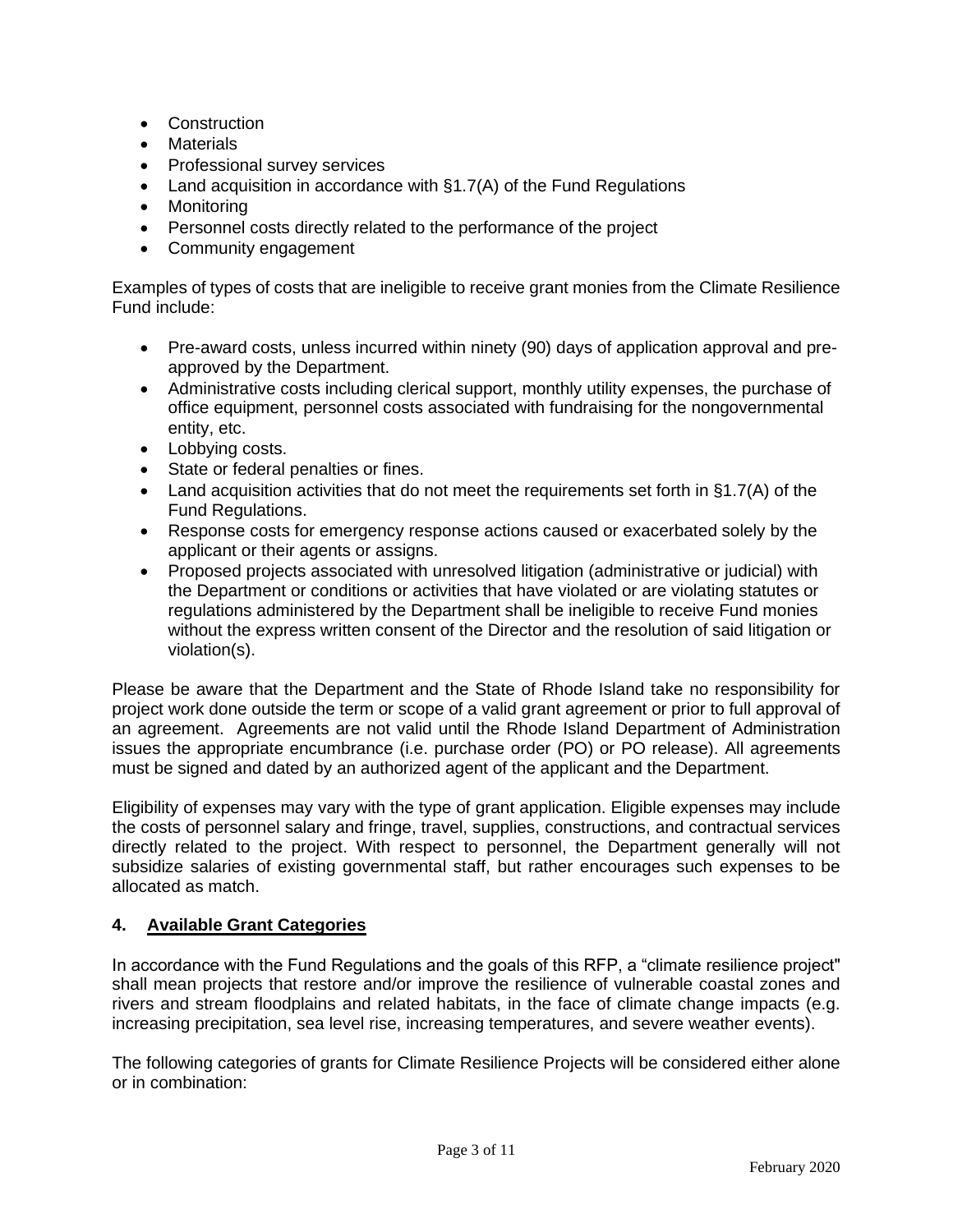- Construction
- Materials
- Professional survey services
- Land acquisition in accordance with §1.7(A) of the Fund Regulations
- Monitoring
- Personnel costs directly related to the performance of the project
- Community engagement

Examples of types of costs that are ineligible to receive grant monies from the Climate Resilience Fund include:

- Pre-award costs, unless incurred within ninety (90) days of application approval and pre-approved by the Department.
- Administrative costs including clerical support, monthly utility expenses, the purchase of office equipment, personnel costs associated with fundraising for the nongovernmental entity, etc.
- Lobbying costs.
- State or federal penalties or fines.
- Land acquisition activities that do not meet the requirements set forth in §1.7(A) of the Fund Regulations.
- Response costs for emergency response actions caused or exacerbated solely by the applicant or their agents or assigns.
- Proposed projects associated with unresolved litigation (administrative or judicial) with the Department or conditions or activities that have violated or are violating statutes or regulations administered by the Department shall be ineligible to receive Fund monies without the express written consent of the Director and the resolution of said litigation or violation(s).

Please be aware that the Department and the State of Rhode Island take no responsibility for project work done outside the term or scope of a valid grant agreement or prior to full approval of an agreement. Agreements are not valid until the Rhode Island Department of Administration issues the appropriate encumbrance (i.e. purchase order (PO) or PO release). All agreements must be signed and dated by an authorized agent of the applicant and the Department.

Eligibility of expenses may vary with the type of grant application. Eligible expenses may include the costs of personnel salary and fringe, travel, supplies, constructions, and contractual services directly related to the project. With respect to personnel, the Department generally will not subsidize salaries of existing governmental staff, but rather encourages such expenses to be allocated as match.

## 4. Available Grant Categories

In accordance with the Fund Regulations and the goals of this RFP, a "climate resilience project" shall mean projects that restore and/or improve the resilience of vulnerable coastal zones and rivers and stream floodplains and related habitats, in the face of climate change impacts (e.g. increasing precipitation, sea level rise, increasing temperatures, and severe weather events).

The following categories of grants for Climate Resilience Projects will be considered either alone or in combination: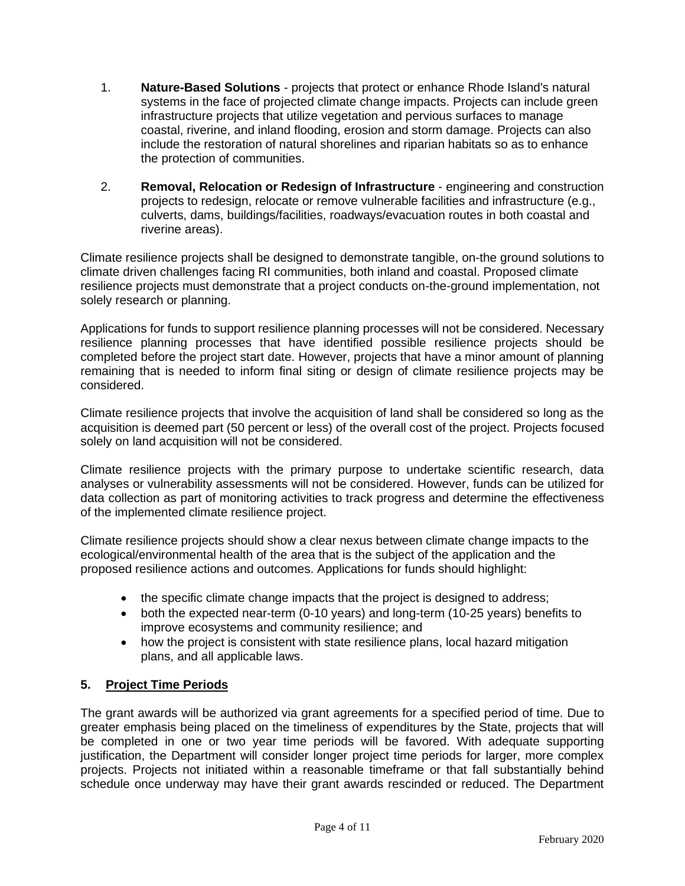1. **Nature-Based Solutions** - projects that protect or enhance Rhode Island's natural systems in the face of projected climate change impacts. Projects can include green infrastructure projects that utilize vegetation and pervious surfaces to manage coastal, riverine, and inland flooding, erosion and storm damage. Projects can also include the restoration of natural shorelines and riparian habitats so as to enhance the protection of communities.

2. **Removal, Relocation or Redesign of Infrastructure** - engineering and construction projects to redesign, relocate or remove vulnerable facilities and infrastructure (e.g., culverts, dams, buildings/facilities, roadways/evacuation routes in both coastal and riverine areas).

Climate resilience projects shall be designed to demonstrate tangible, on-the ground solutions to climate driven challenges facing RI communities, both inland and coastal. Proposed climate resilience projects must demonstrate that a project conducts on-the-ground implementation, not solely research or planning.

Applications for funds to support resilience planning processes will not be considered. Necessary resilience planning processes that have identified possible resilience projects should be completed before the project start date. However, projects that have a minor amount of planning remaining that is needed to inform final siting or design of climate resilience projects may be considered.

Climate resilience projects that involve the acquisition of land shall be considered so long as the acquisition is deemed part (50 percent or less) of the overall cost of the project. Projects focused solely on land acquisition will not be considered.

Climate resilience projects with the primary purpose to undertake scientific research, data analyses or vulnerability assessments will not be considered. However, funds can be utilized for data collection as part of monitoring activities to track progress and determine the effectiveness of the implemented climate resilience project.

Climate resilience projects should show a clear nexus between climate change impacts to the ecological/environmental health of the area that is the subject of the application and the proposed resilience actions and outcomes. Applications for funds should highlight:

- the specific climate change impacts that the project is designed to address;
- both the expected near-term (0-10 years) and long-term (10-25 years) benefits to improve ecosystems and community resilience; and
- how the project is consistent with state resilience plans, local hazard mitigation plans, and all applicable laws.

## 5. Project Time Periods

The grant awards will be authorized via grant agreements for a specified period of time. Due to greater emphasis being placed on the timeliness of expenditures by the State, projects that will be completed in one or two year time periods will be favored. With adequate supporting justification, the Department will consider longer project time periods for larger, more complex projects. Projects not initiated within a reasonable timeframe or that fall substantially behind schedule once underway may have their grant awards rescinded or reduced. The Department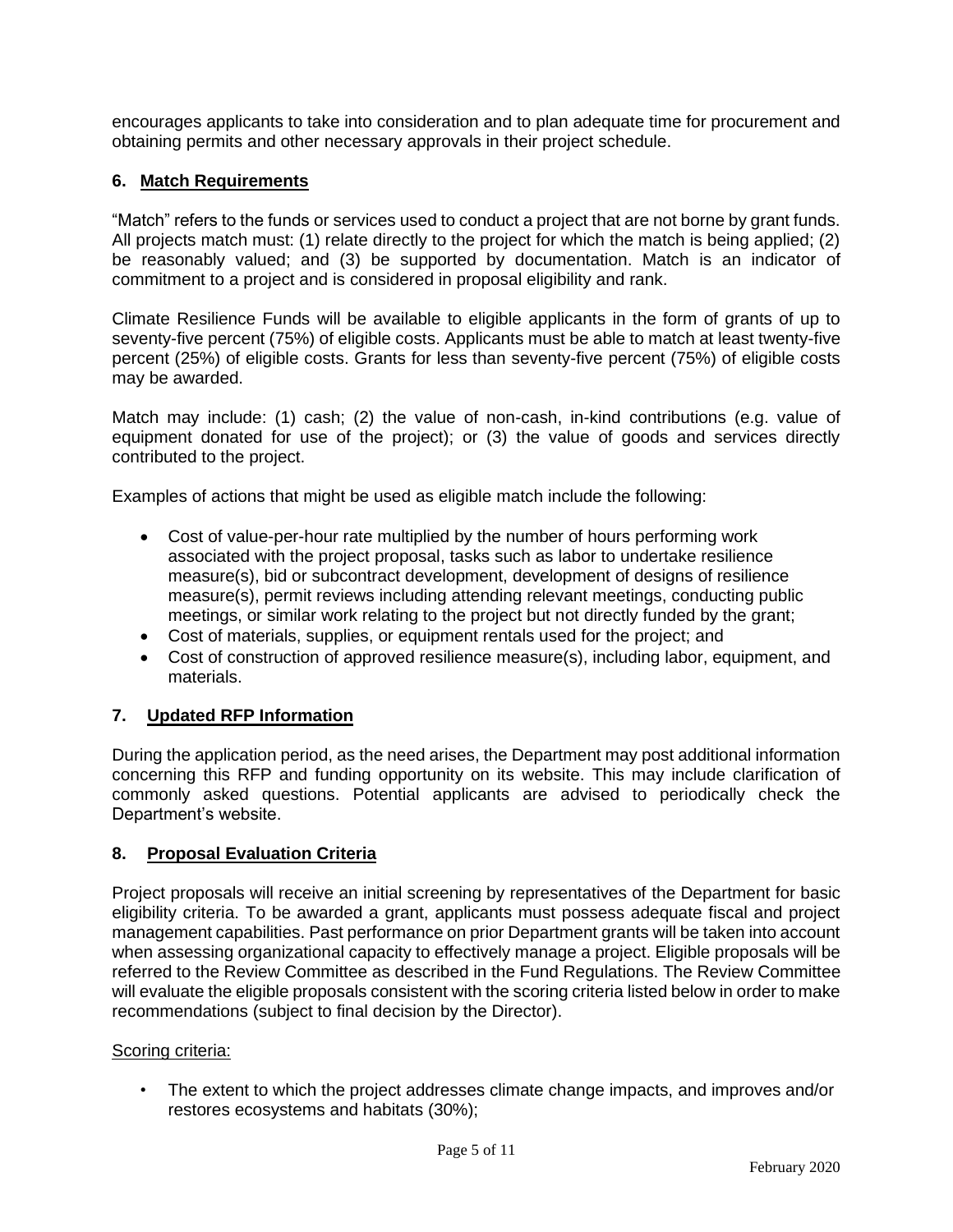encourages applicants to take into consideration and to plan adequate time for procurement and obtaining permits and other necessary approvals in their project schedule.

## 6. Match Requirements

"Match" refers to the funds or services used to conduct a project that are not borne by grant funds. All projects match must: (1) relate directly to the project for which the match is being applied; (2) be reasonably valued; and (3) be supported by documentation. Match is an indicator of commitment to a project and is considered in proposal eligibility and rank.

Climate Resilience Funds will be available to eligible applicants in the form of grants of up to seventy-five percent (75%) of eligible costs. Applicants must be able to match at least twenty-five percent (25%) of eligible costs. Grants for less than seventy-five percent (75%) of eligible costs may be awarded.

Match may include: (1) cash; (2) the value of non-cash, in-kind contributions (e.g. value of equipment donated for use of the project); or (3) the value of goods and services directly contributed to the project.

Examples of actions that might be used as eligible match include the following:

- Cost of value-per-hour rate multiplied by the number of hours performing work associated with the project proposal, tasks such as labor to undertake resilience measure(s), bid or subcontract development, development of designs of resilience measure(s), permit reviews including attending relevant meetings, conducting public meetings, or similar work relating to the project but not directly funded by the grant;
- Cost of materials, supplies, or equipment rentals used for the project; and
- Cost of construction of approved resilience measure(s), including labor, equipment, and materials.

## 7. Updated RFP Information

During the application period, as the need arises, the Department may post additional information concerning this RFP and funding opportunity on its website. This may include clarification of commonly asked questions. Potential applicants are advised to periodically check the Department's website.

## 8. Proposal Evaluation Criteria

Project proposals will receive an initial screening by representatives of the Department for basic eligibility criteria. To be awarded a grant, applicants must possess adequate fiscal and project management capabilities. Past performance on prior Department grants will be taken into account when assessing organizational capacity to effectively manage a project. Eligible proposals will be referred to the Review Committee as described in the Fund Regulations. The Review Committee will evaluate the eligible proposals consistent with the scoring criteria listed below in order to make recommendations (subject to final decision by the Director).

Scoring criteria:

- The extent to which the project addresses climate change impacts, and improves and/or restores ecosystems and habitats (30%);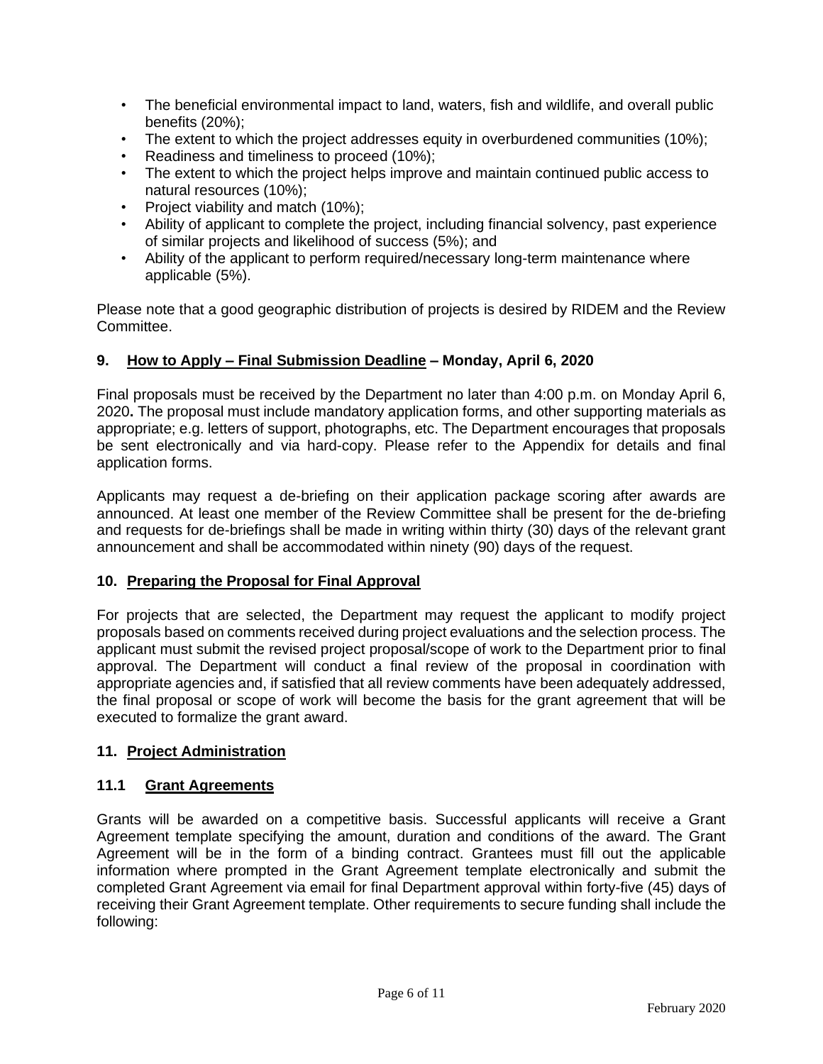- The beneficial environmental impact to land, waters, fish and wildlife, and overall public benefits (20%);
- The extent to which the project addresses equity in overburdened communities (10%);
- Readiness and timeliness to proceed (10%);
- The extent to which the project helps improve and maintain continued public access to natural resources (10%);
- Project viability and match (10%);
- Ability of applicant to complete the project, including financial solvency, past experience of similar projects and likelihood of success (5%); and
- Ability of the applicant to perform required/necessary long-term maintenance where applicable (5%).

Please note that a good geographic distribution of projects is desired by RIDEM and the Review Committee.

## 9. How to Apply – Final Submission Deadline – Monday, April 6, 2020

Final proposals must be received by the Department no later than 4:00 p.m. on Monday April 6, 2020**.** The proposal must include mandatory application forms, and other supporting materials as appropriate; e.g. letters of support, photographs, etc. The Department encourages that proposals be sent electronically and via hard-copy. Please refer to the Appendix for details and final application forms.

Applicants may request a de-briefing on their application package scoring after awards are announced. At least one member of the Review Committee shall be present for the de-briefing and requests for de-briefings shall be made in writing within thirty (30) days of the relevant grant announcement and shall be accommodated within ninety (90) days of the request.

## 10. Preparing the Proposal for Final Approval

For projects that are selected, the Department may request the applicant to modify project proposals based on comments received during project evaluations and the selection process. The applicant must submit the revised project proposal/scope of work to the Department prior to final approval. The Department will conduct a final review of the proposal in coordination with appropriate agencies and, if satisfied that all review comments have been adequately addressed, the final proposal or scope of work will become the basis for the grant agreement that will be executed to formalize the grant award.

## 11. Project Administration

### 11.1 Grant Agreements

Grants will be awarded on a competitive basis. Successful applicants will receive a Grant Agreement template specifying the amount, duration and conditions of the award. The Grant Agreement will be in the form of a binding contract. Grantees must fill out the applicable information where prompted in the Grant Agreement template electronically and submit the completed Grant Agreement via email for final Department approval within forty-five (45) days of receiving their Grant Agreement template. Other requirements to secure funding shall include the following: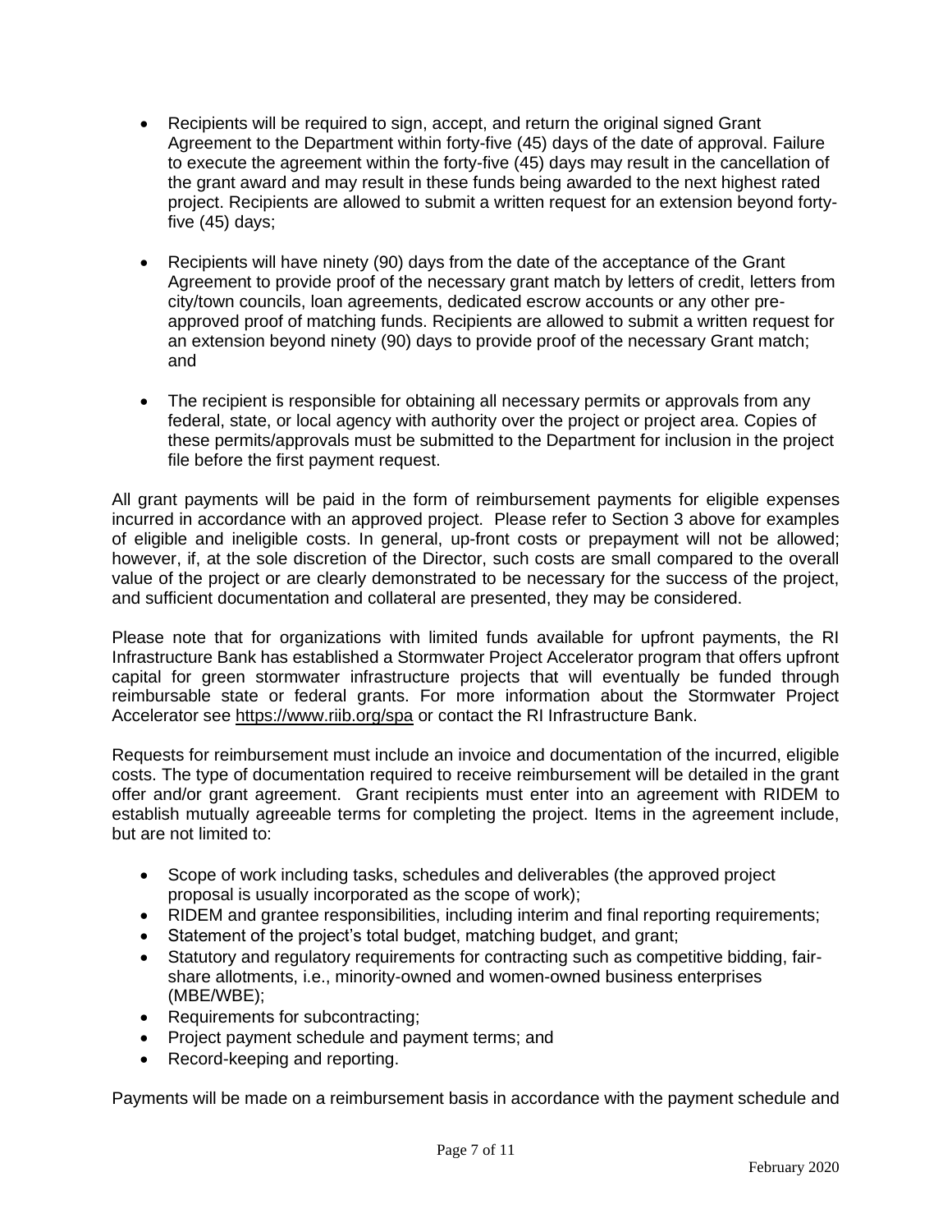- Recipients will be required to sign, accept, and return the original signed Grant Agreement to the Department within forty-five (45) days of the date of approval. Failure to execute the agreement within the forty-five (45) days may result in the cancellation of the grant award and may result in these funds being awarded to the next highest rated project. Recipients are allowed to submit a written request for an extension beyond forty-five (45) days;

- Recipients will have ninety (90) days from the date of the acceptance of the Grant Agreement to provide proof of the necessary grant match by letters of credit, letters from city/town councils, loan agreements, dedicated escrow accounts or any other pre-approved proof of matching funds. Recipients are allowed to submit a written request for an extension beyond ninety (90) days to provide proof of the necessary Grant match; and

- The recipient is responsible for obtaining all necessary permits or approvals from any federal, state, or local agency with authority over the project or project area. Copies of these permits/approvals must be submitted to the Department for inclusion in the project file before the first payment request.

All grant payments will be paid in the form of reimbursement payments for eligible expenses incurred in accordance with an approved project. Please refer to Section 3 above for examples of eligible and ineligible costs. In general, up-front costs or prepayment will not be allowed; however, if, at the sole discretion of the Director, such costs are small compared to the overall value of the project or are clearly demonstrated to be necessary for the success of the project, and sufficient documentation and collateral are presented, they may be considered.

Please note that for organizations with limited funds available for upfront payments, the RI Infrastructure Bank has established a Stormwater Project Accelerator program that offers upfront capital for green stormwater infrastructure projects that will eventually be funded through reimbursable state or federal grants. For more information about the Stormwater Project Accelerator see https://www.riib.org/spa or contact the RI Infrastructure Bank.

Requests for reimbursement must include an invoice and documentation of the incurred, eligible costs. The type of documentation required to receive reimbursement will be detailed in the grant offer and/or grant agreement. Grant recipients must enter into an agreement with RIDEM to establish mutually agreeable terms for completing the project. Items in the agreement include, but are not limited to:

- Scope of work including tasks, schedules and deliverables (the approved project proposal is usually incorporated as the scope of work);
- RIDEM and grantee responsibilities, including interim and final reporting requirements;
- Statement of the project's total budget, matching budget, and grant;
- Statutory and regulatory requirements for contracting such as competitive bidding, fair-share allotments, i.e., minority-owned and women-owned business enterprises (MBE/WBE);
- Requirements for subcontracting;
- Project payment schedule and payment terms; and
- Record-keeping and reporting.

Payments will be made on a reimbursement basis in accordance with the payment schedule and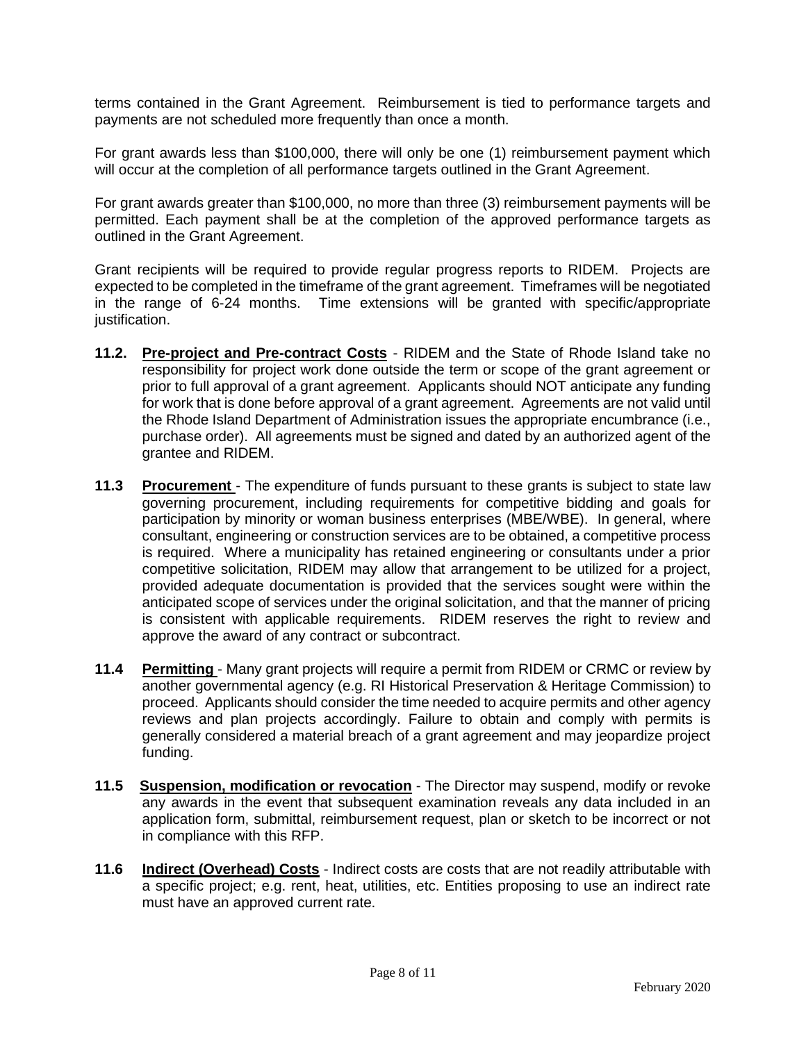terms contained in the Grant Agreement. Reimbursement is tied to performance targets and payments are not scheduled more frequently than once a month.

For grant awards less than $100,000, there will only be one (1) reimbursement payment which will occur at the completion of all performance targets outlined in the Grant Agreement.

For grant awards greater than $100,000, no more than three (3) reimbursement payments will be permitted. Each payment shall be at the completion of the approved performance targets as outlined in the Grant Agreement.

Grant recipients will be required to provide regular progress reports to RIDEM. Projects are expected to be completed in the timeframe of the grant agreement. Timeframes will be negotiated in the range of 6-24 months. Time extensions will be granted with specific/appropriate justification.

**11.2. <u>Pre-project and Pre-contract Costs</u>** - RIDEM and the State of Rhode Island take no responsibility for project work done outside the term or scope of the grant agreement or prior to full approval of a grant agreement. Applicants should NOT anticipate any funding for work that is done before approval of a grant agreement. Agreements are not valid until the Rhode Island Department of Administration issues the appropriate encumbrance (i.e., purchase order). All agreements must be signed and dated by an authorized agent of the grantee and RIDEM.

**11.3 <u>Procurement</u>** - The expenditure of funds pursuant to these grants is subject to state law governing procurement, including requirements for competitive bidding and goals for participation by minority or woman business enterprises (MBE/WBE). In general, where consultant, engineering or construction services are to be obtained, a competitive process is required. Where a municipality has retained engineering or consultants under a prior competitive solicitation, RIDEM may allow that arrangement to be utilized for a project, provided adequate documentation is provided that the services sought were within the anticipated scope of services under the original solicitation, and that the manner of pricing is consistent with applicable requirements. RIDEM reserves the right to review and approve the award of any contract or subcontract.

**11.4 <u>Permitting</u>** - Many grant projects will require a permit from RIDEM or CRMC or review by another governmental agency (e.g. RI Historical Preservation & Heritage Commission) to proceed. Applicants should consider the time needed to acquire permits and other agency reviews and plan projects accordingly. Failure to obtain and comply with permits is generally considered a material breach of a grant agreement and may jeopardize project funding.

**11.5 <u>Suspension, modification or revocation</u>** - The Director may suspend, modify or revoke any awards in the event that subsequent examination reveals any data included in an application form, submittal, reimbursement request, plan or sketch to be incorrect or not in compliance with this RFP.

**11.6 <u>Indirect (Overhead) Costs</u>** - Indirect costs are costs that are not readily attributable with a specific project; e.g. rent, heat, utilities, etc. Entities proposing to use an indirect rate must have an approved current rate.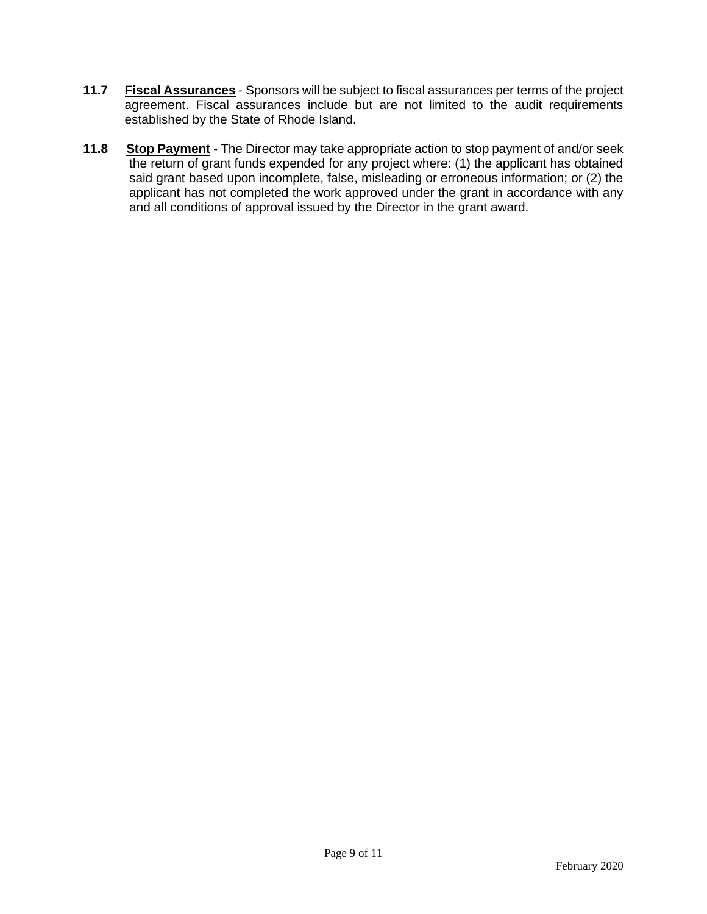**11.7** **<u>Fiscal Assurances</u>** - Sponsors will be subject to fiscal assurances per terms of the project agreement. Fiscal assurances include but are not limited to the audit requirements established by the State of Rhode Island.

**11.8** **<u>Stop Payment</u>** - The Director may take appropriate action to stop payment of and/or seek the return of grant funds expended for any project where: (1) the applicant has obtained said grant based upon incomplete, false, misleading or erroneous information; or (2) the applicant has not completed the work approved under the grant in accordance with any and all conditions of approval issued by the Director in the grant award.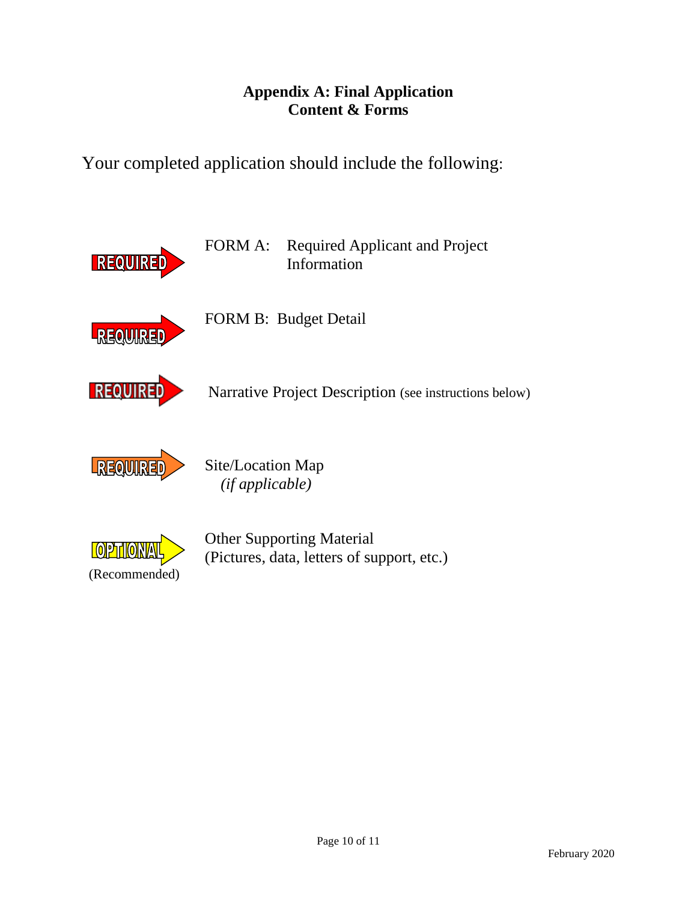## Appendix A: Final Application Content & Forms

Your completed application should include the following:

| | |
|---|---|
| **REQUIRED** | FORM A: Required Applicant and Project Information |
| **REQUIRED** | FORM B: Budget Detail |
| **REQUIRED** | Narrative Project Description (see instructions below) |
| **REQUIRED** | Site/Location Map *(if applicable)* |
| **OPTIONAL** (Recommended) | Other Supporting Material (Pictures, data, letters of support, etc.) |

February 2020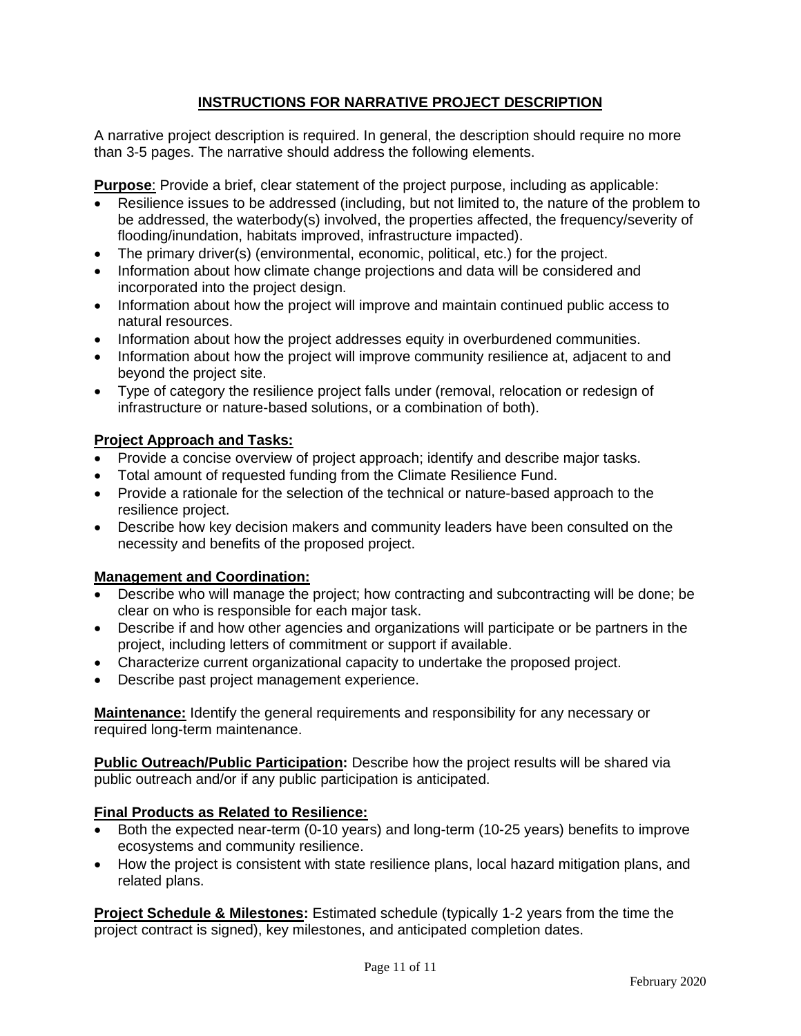## INSTRUCTIONS FOR NARRATIVE PROJECT DESCRIPTION

A narrative project description is required. In general, the description should require no more than 3-5 pages. The narrative should address the following elements.

**Purpose**: Provide a brief, clear statement of the project purpose, including as applicable:

- Resilience issues to be addressed (including, but not limited to, the nature of the problem to be addressed, the waterbody(s) involved, the properties affected, the frequency/severity of flooding/inundation, habitats improved, infrastructure impacted).
- The primary driver(s) (environmental, economic, political, etc.) for the project.
- Information about how climate change projections and data will be considered and incorporated into the project design.
- Information about how the project will improve and maintain continued public access to natural resources.
- Information about how the project addresses equity in overburdened communities.
- Information about how the project will improve community resilience at, adjacent to and beyond the project site.
- Type of category the resilience project falls under (removal, relocation or redesign of infrastructure or nature-based solutions, or a combination of both).

**Project Approach and Tasks:**

- Provide a concise overview of project approach; identify and describe major tasks.
- Total amount of requested funding from the Climate Resilience Fund.
- Provide a rationale for the selection of the technical or nature-based approach to the resilience project.
- Describe how key decision makers and community leaders have been consulted on the necessity and benefits of the proposed project.

**Management and Coordination:**

- Describe who will manage the project; how contracting and subcontracting will be done; be clear on who is responsible for each major task.
- Describe if and how other agencies and organizations will participate or be partners in the project, including letters of commitment or support if available.
- Characterize current organizational capacity to undertake the proposed project.
- Describe past project management experience.

**Maintenance:** Identify the general requirements and responsibility for any necessary or required long-term maintenance.

**Public Outreach/Public Participation:** Describe how the project results will be shared via public outreach and/or if any public participation is anticipated.

**Final Products as Related to Resilience:**

- Both the expected near-term (0-10 years) and long-term (10-25 years) benefits to improve ecosystems and community resilience.
- How the project is consistent with state resilience plans, local hazard mitigation plans, and related plans.

**Project Schedule & Milestones:** Estimated schedule (typically 1-2 years from the time the project contract is signed), key milestones, and anticipated completion dates.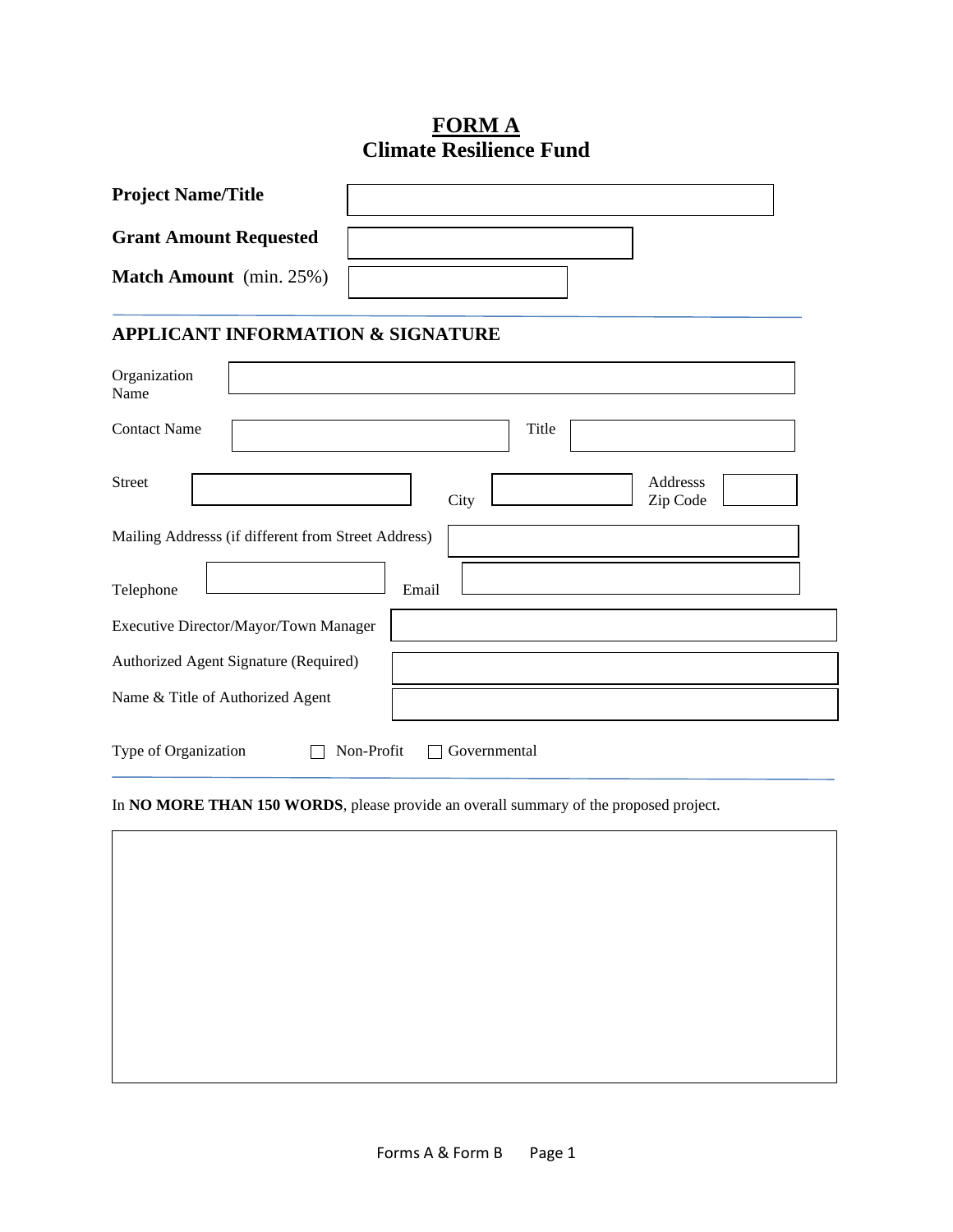# FORM A
## Climate Resilience Fund

| | |
|---|---|
| **Project Name/Title** | |
| **Grant Amount Requested** | |
| **Match Amount** (min. 25%) | |

---

### APPLICANT INFORMATION & SIGNATURE

| | | | |
|---|---|---|---|
| Organization Name | | | |
| Contact Name | | Title | |
| Street | | City | |
| Addresss Zip Code | | | |
| Mailing Addresss (if different from Street Address) | | | |
| Telephone | | Email | |
| Executive Director/Mayor/Town Manager | | | |
| Authorized Agent Signature (Required) | | | |
| Name & Title of Authorized Agent | | | |

Type of Organization ☐ Non-Profit ☐ Governmental

---

In **NO MORE THAN 150 WORDS**, please provide an overall summary of the proposed project.

| |
|---|
| |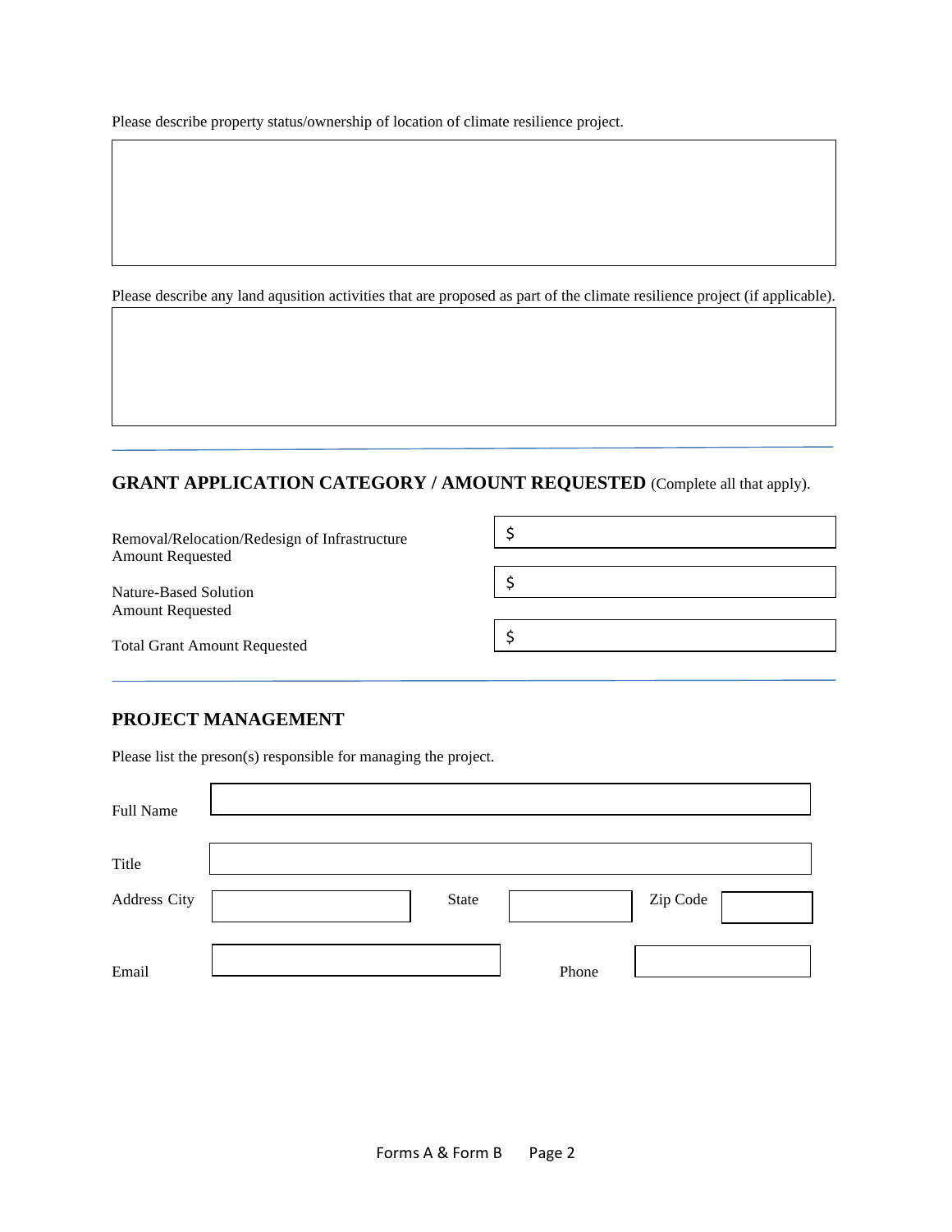Please describe property status/ownership of location of climate resilience project.

Please describe any land aqusition activities that are proposed as part of the climate resilience project (if applicable).

---

## GRANT APPLICATION CATEGORY / AMOUNT REQUESTED (Complete all that apply).

| | |
|---|---|
| Removal/Relocation/Redesign of Infrastructure Amount Requested | $ |
| Nature-Based Solution Amount Requested | $ |
| Total Grant Amount Requested | $ |

---

## PROJECT MANAGEMENT

Please list the preson(s) responsible for managing the project.

Full Name

Title

Address City | State | Zip Code

Email | Phone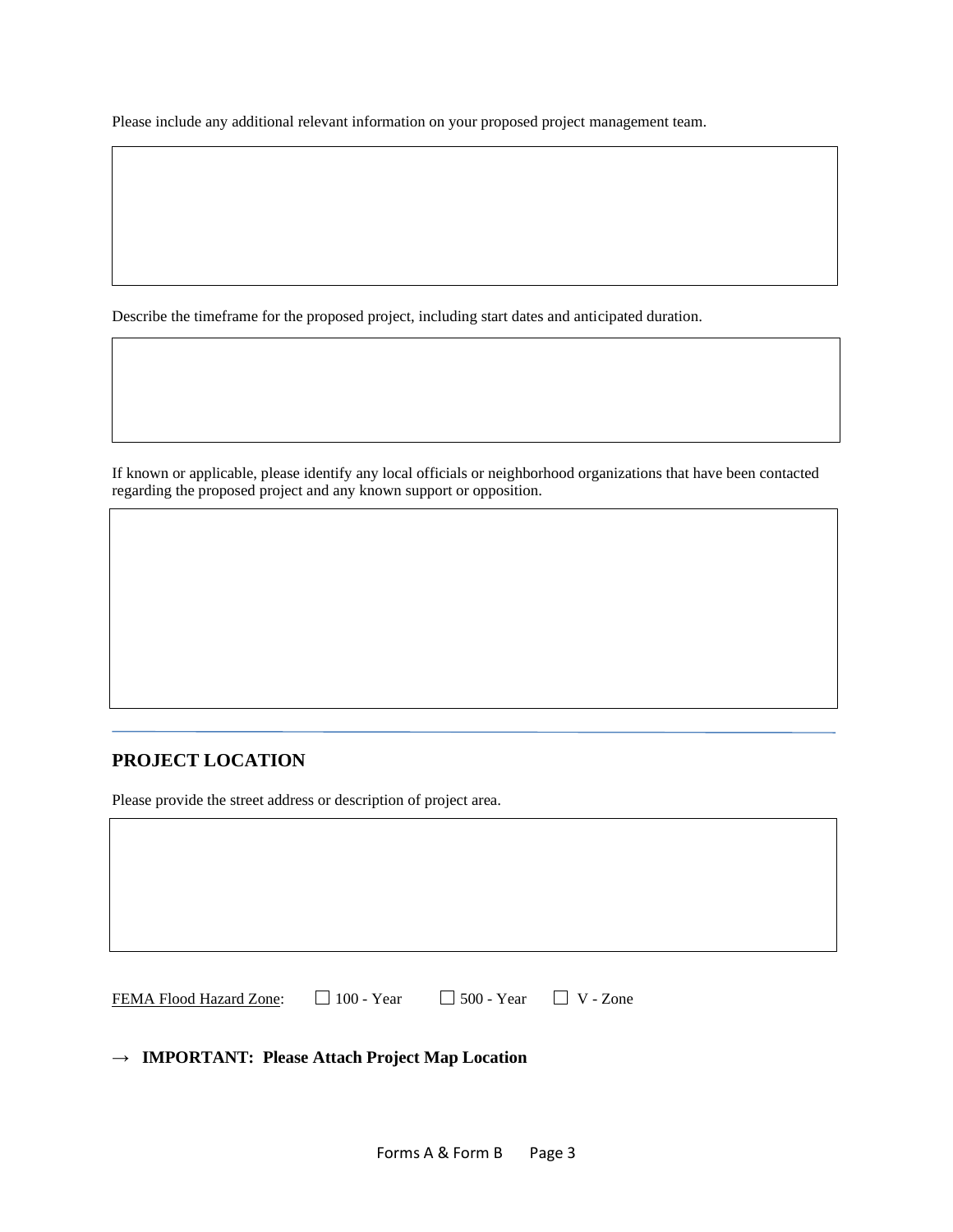Please include any additional relevant information on your proposed project management team.

Describe the timeframe for the proposed project, including start dates and anticipated duration.

If known or applicable, please identify any local officials or neighborhood organizations that have been contacted regarding the proposed project and any known support or opposition.

---

## PROJECT LOCATION

Please provide the street address or description of project area.

FEMA Flood Hazard Zone: ☐ 100 - Year ☐ 500 - Year ☐ V - Zone

→ **IMPORTANT: Please Attach Project Map Location**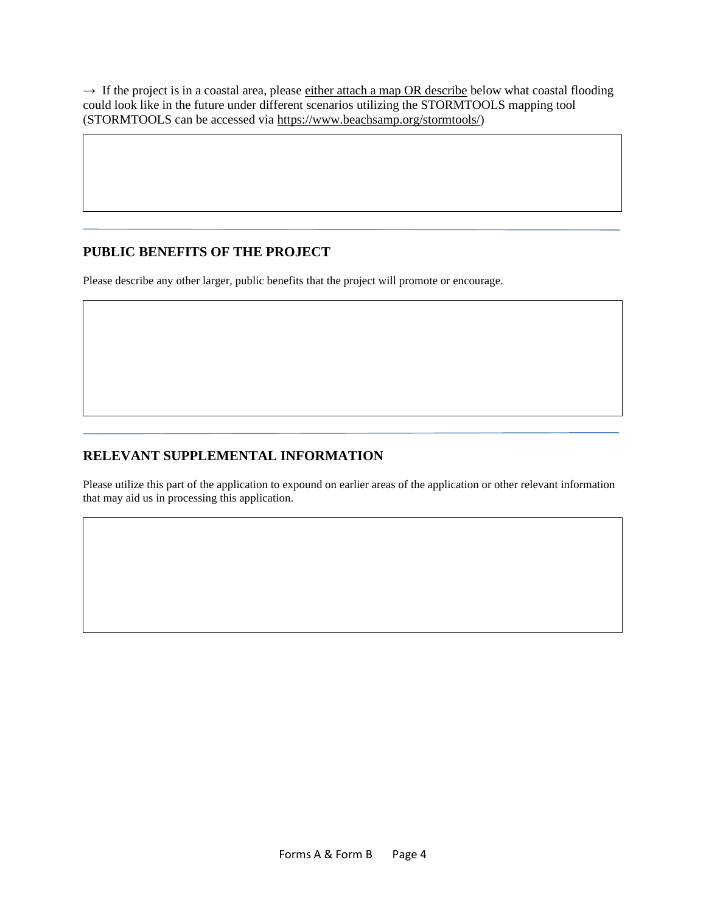→ If the project is in a coastal area, please either attach a map OR describe below what coastal flooding could look like in the future under different scenarios utilizing the STORMTOOLS mapping tool (STORMTOOLS can be accessed via https://www.beachsamp.org/stormtools/)

---

## PUBLIC BENEFITS OF THE PROJECT

Please describe any other larger, public benefits that the project will promote or encourage.

---

## RELEVANT SUPPLEMENTAL INFORMATION

Please utilize this part of the application to expound on earlier areas of the application or other relevant information that may aid us in processing this application.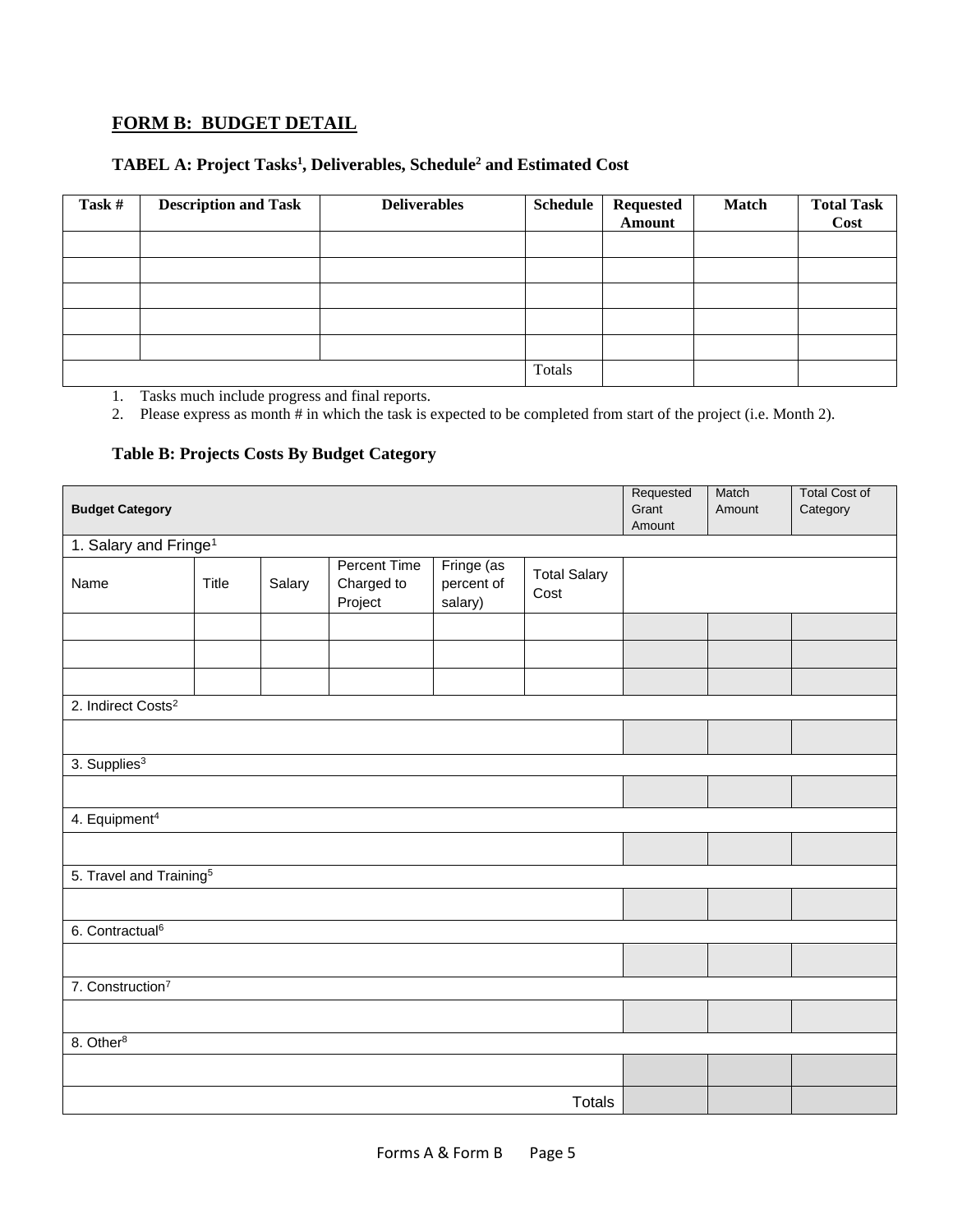## FORM B: BUDGET DETAIL

### TABEL A: Project Tasks[1], Deliverables, Schedule[2] and Estimated Cost

| Task # | Description and Task | Deliverables | Schedule | Requested Amount | Match | Total Task Cost |
|---|---|---|---|---|---|---|
| | | | | | | |
| | | | | | | |
| | | | | | | |
| | | | | | | |
| | | | | | | |
| | | | Totals | | | |

1. Tasks much include progress and final reports.
2. Please express as month # in which the task is expected to be completed from start of the project (i.e. Month 2).

### Table B: Projects Costs By Budget Category

| Budget Category | | | | | | Requested Grant Amount | Match Amount | Total Cost of Category |
|---|---|---|---|---|---|---|---|---|
| 1. Salary and Fringe[1] | | | | | | | | |
| Name | Title | Salary | Percent Time Charged to Project | Fringe (as percent of salary) | Total Salary Cost | | | |
| | | | | | | | | |
| | | | | | | | | |
| | | | | | | | | |
| 2. Indirect Costs[2] | | | | | | | | |
| | | | | | | | | |
| 3. Supplies[3] | | | | | | | | |
| | | | | | | | | |
| 4. Equipment[4] | | | | | | | | |
| | | | | | | | | |
| 5. Travel and Training[5] | | | | | | | | |
| | | | | | | | | |
| 6. Contractual[6] | | | | | | | | |
| | | | | | | | | |
| 7. Construction[7] | | | | | | | | |
| | | | | | | | | |
| 8. Other[8] | | | | | | | | |
| | | | | | | | | |
| | | | | | Totals | | | |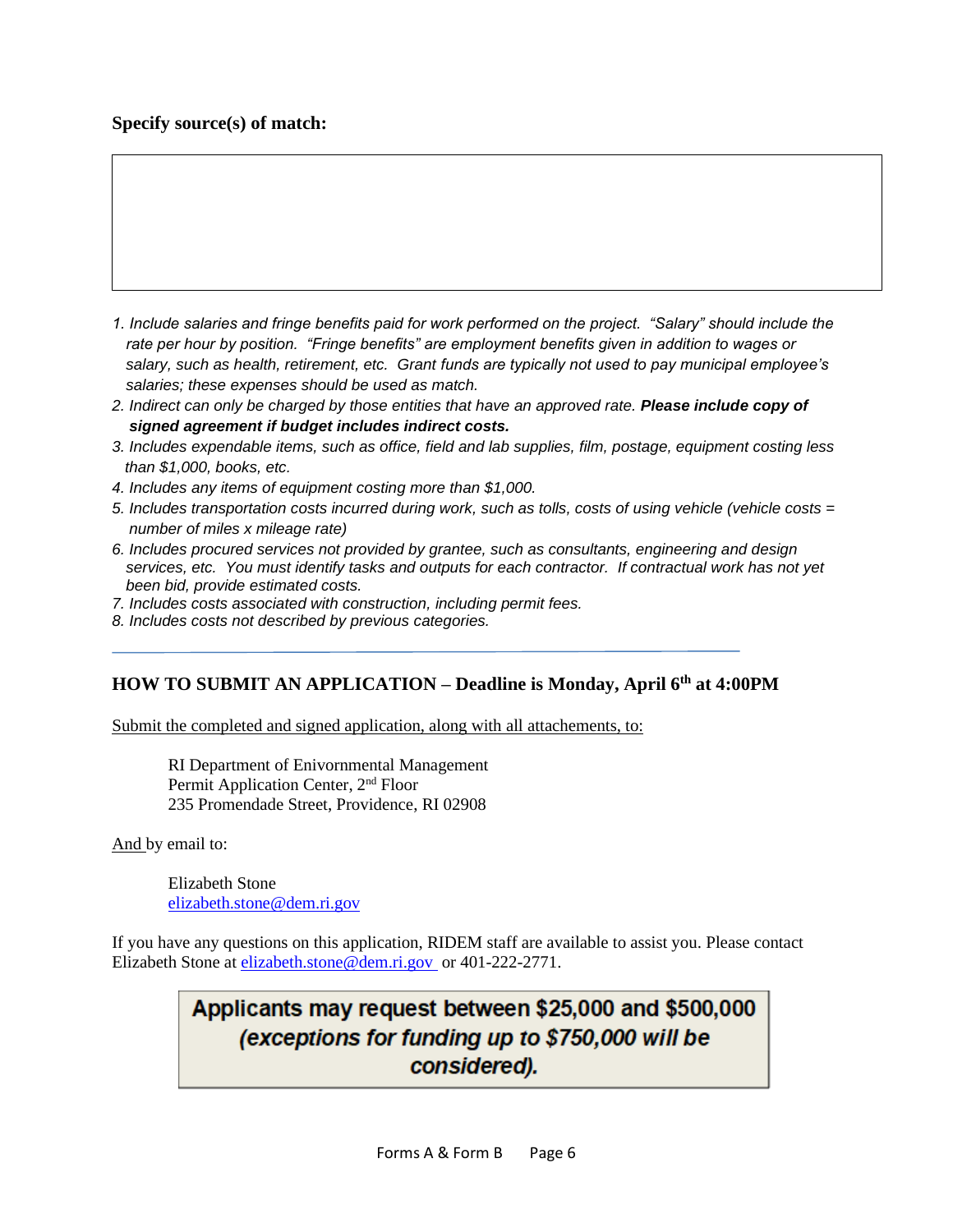**Specify source(s) of match:**

| |
|---|
| |

1. *Include salaries and fringe benefits paid for work performed on the project. "Salary" should include the rate per hour by position. "Fringe benefits" are employment benefits given in addition to wages or salary, such as health, retirement, etc. Grant funds are typically not used to pay municipal employee's salaries; these expenses should be used as match.*
2. *Indirect can only be charged by those entities that have an approved rate.* ***Please include copy of signed agreement if budget includes indirect costs.***
3. *Includes expendable items, such as office, field and lab supplies, film, postage, equipment costing less than $1,000, books, etc.*
4. *Includes any items of equipment costing more than $1,000.*
5. *Includes transportation costs incurred during work, such as tolls, costs of using vehicle (vehicle costs = number of miles x mileage rate)*
6. *Includes procured services not provided by grantee, such as consultants, engineering and design services, etc. You must identify tasks and outputs for each contractor. If contractual work has not yet been bid, provide estimated costs.*
7. *Includes costs associated with construction, including permit fees.*
8. *Includes costs not described by previous categories.*

---

## HOW TO SUBMIT AN APPLICATION – Deadline is Monday, April 6th at 4:00PM

Submit the completed and signed application, along with all attachements, to:

> RI Department of Enivornmental Management
> Permit Application Center, 2nd Floor
> 235 Promendade Street, Providence, RI 02908

And by email to:

> Elizabeth Stone
> elizabeth.stone@dem.ri.gov

If you have any questions on this application, RIDEM staff are available to assist you. Please contact Elizabeth Stone at elizabeth.stone@dem.ri.gov or 401-222-2771.

**Applicants may request between $25,000 and $500,000 *(exceptions for funding up to $750,000 will be considered).***